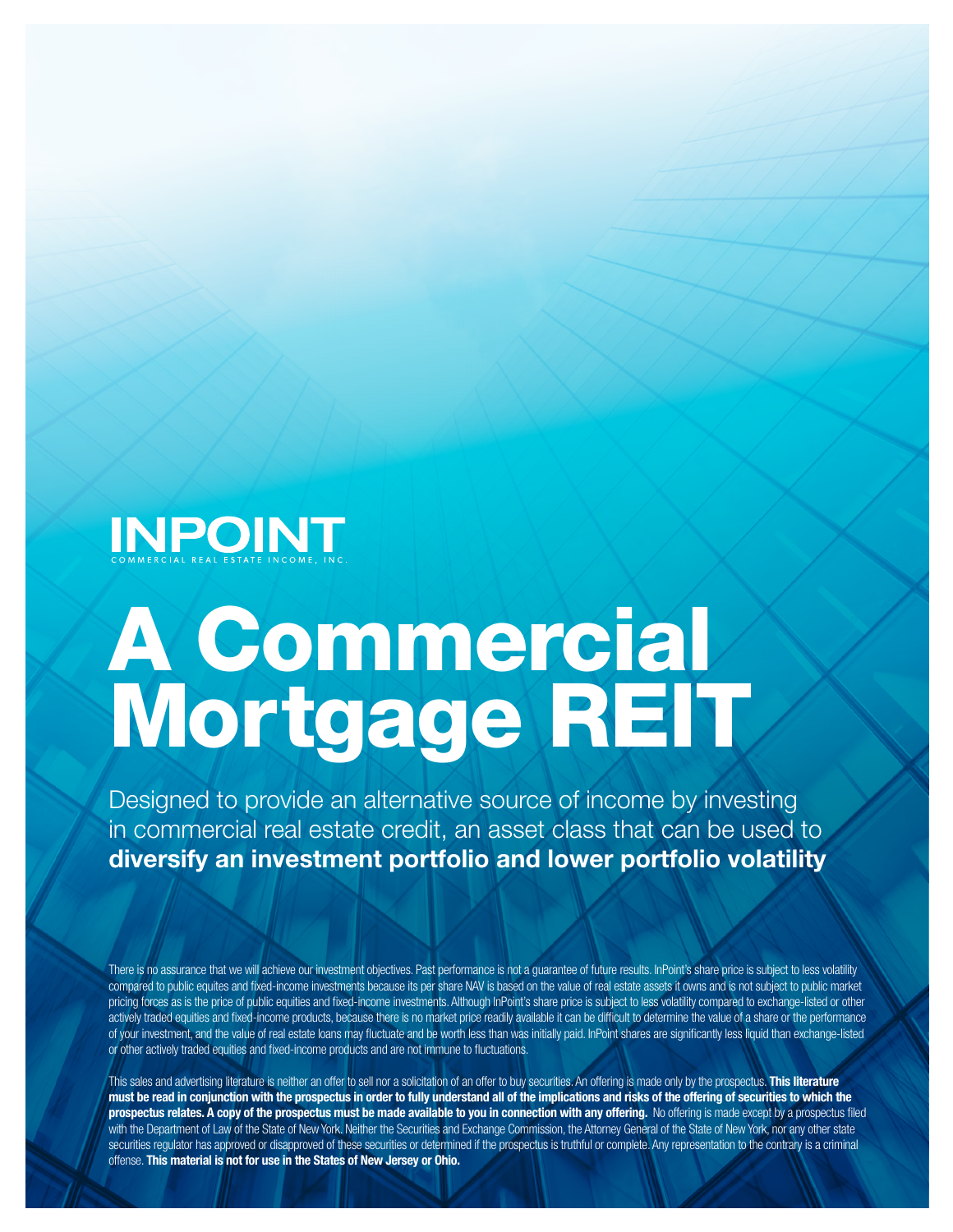INPOINT

COMMERCIAL REAL ESTATE INCOME, INC.

# A Commercial Mortgage REIT

Designed to provide an alternative source of income by investing in commercial real estate credit, an asset class that can be used to **diversify an investment portfolio and lower portfolio volatility**

There is no assurance that we will achieve our investment objectives. Past performance is not a guarantee of future results. InPoint's share price is subject to less volatility compared to public equites and fixed-income investments because its per share NAV is based on the value of real estate assets it owns and is not subject to public market pricing forces as is the price of public equities and fixed-income investments. Although InPoint's share price is subject to less volatility compared to exchange-listed or other actively traded equities and fixed-income products, because there is no market price readily available it can be difficult to determine the value of a share or the performance of your investment, and the value of real estate loans may fluctuate and be worth less than was initially paid. InPoint shares are significantly less liquid than exchange-listed or other actively traded equities and fixed-income products and are not immune to fluctuations.

This sales and advertising literature is neither an offer to sell nor a solicitation of an offer to buy securities. An offering is made only by the prospectus. **This literature must be read in conjunction with the prospectus in order to fully understand all of the implications and risks of the offering of securities to which the prospectus relates. A copy of the prospectus must be made available to you in connection with any offering.** No offering is made except by a prospectus filed with the Department of Law of the State of New York. Neither the Securities and Exchange Commission, the Attorney General of the State of New York, nor any other state securities regulator has approved or disapproved of these securities or determined if the prospectus is truthful or complete. Any representation to the contrary is a criminal offense. **This material is not for use in the States of New Jersey or Ohio.**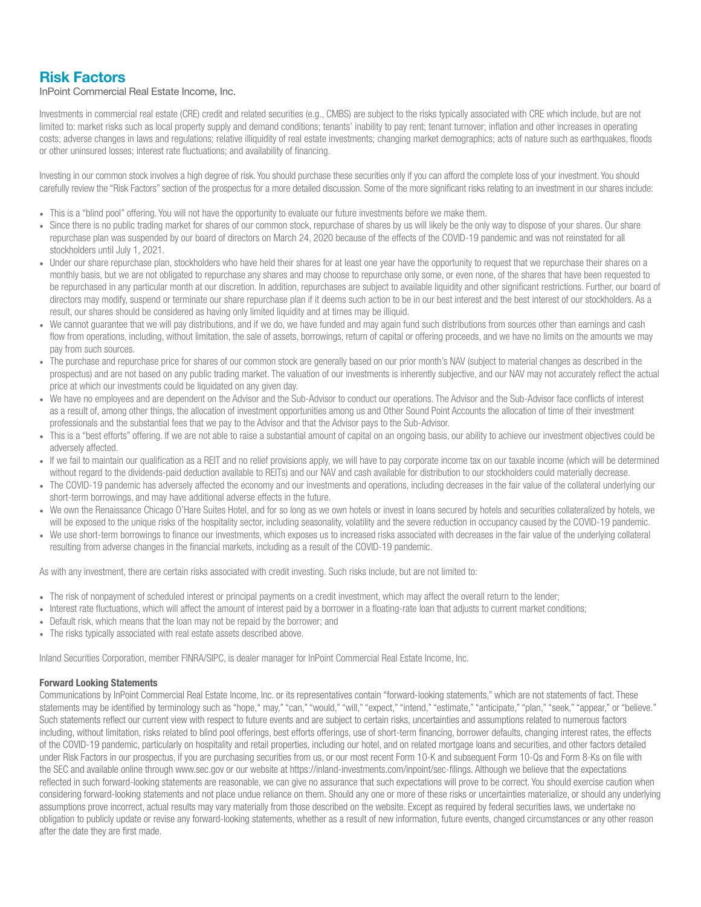# Risk Factors

InPoint Commercial Real Estate Income, Inc.

Investments in commercial real estate (CRE) credit and related securities (e.g., CMBS) are subject to the risks typically associated with CRE which include, but are not limited to: market risks such as local property supply and demand conditions; tenants' inability to pay rent; tenant turnover; inflation and other increases in operating costs; adverse changes in laws and regulations; relative illiquidity of real estate investments; changing market demographics; acts of nature such as earthquakes, floods or other uninsured losses; interest rate fluctuations; and availability of financing.

Investing in our common stock involves a high degree of risk. You should purchase these securities only if you can afford the complete loss of your investment. You should carefully review the "Risk Factors" section of the prospectus for a more detailed discussion. Some of the more significant risks relating to an investment in our shares include:

- This is a "blind pool" offering. You will not have the opportunity to evaluate our future investments before we make them.
- Since there is no public trading market for shares of our common stock, repurchase of shares by us will likely be the only way to dispose of your shares. Our share repurchase plan was suspended by our board of directors on March 24, 2020 because of the effects of the COVID-19 pandemic and was not reinstated for all stockholders until July 1, 2021.
- Under our share repurchase plan, stockholders who have held their shares for at least one year have the opportunity to request that we repurchase their shares on a monthly basis, but we are not obligated to repurchase any shares and may choose to repurchase only some, or even none, of the shares that have been requested to be repurchased in any particular month at our discretion. In addition, repurchases are subject to available liquidity and other significant restrictions. Further, our board of directors may modify, suspend or terminate our share repurchase plan if it deems such action to be in our best interest and the best interest of our stockholders. As a result, our shares should be considered as having only limited liquidity and at times may be illiquid.
- We cannot guarantee that we will pay distributions, and if we do, we have funded and may again fund such distributions from sources other than earnings and cash flow from operations, including, without limitation, the sale of assets, borrowings, return of capital or offering proceeds, and we have no limits on the amounts we may pay from such sources.
- The purchase and repurchase price for shares of our common stock are generally based on our prior month's NAV (subject to material changes as described in the prospectus) and are not based on any public trading market. The valuation of our investments is inherently subjective, and our NAV may not accurately reflect the actual price at which our investments could be liquidated on any given day.
- We have no employees and are dependent on the Advisor and the Sub-Advisor to conduct our operations. The Advisor and the Sub-Advisor face conflicts of interest as a result of, among other things, the allocation of investment opportunities among us and Other Sound Point Accounts the allocation of time of their investment professionals and the substantial fees that we pay to the Advisor and that the Advisor pays to the Sub-Advisor.
- This is a "best efforts" offering. If we are not able to raise a substantial amount of capital on an ongoing basis, our ability to achieve our investment objectives could be adversely affected.
- If we fail to maintain our qualification as a REIT and no relief provisions apply, we will have to pay corporate income tax on our taxable income (which will be determined without regard to the dividends-paid deduction available to REITs) and our NAV and cash available for distribution to our stockholders could materially decrease.
- The COVID-19 pandemic has adversely affected the economy and our investments and operations, including decreases in the fair value of the collateral underlying our short-term borrowings, and may have additional adverse effects in the future.
- We own the Renaissance Chicago O'Hare Suites Hotel, and for so long as we own hotels or invest in loans secured by hotels and securities collateralized by hotels, we will be exposed to the unique risks of the hospitality sector, including seasonality, volatility and the severe reduction in occupancy caused by the COVID-19 pandemic.
- We use short-term borrowings to finance our investments, which exposes us to increased risks associated with decreases in the fair value of the underlying collateral resulting from adverse changes in the financial markets, including as a result of the COVID-19 pandemic.

As with any investment, there are certain risks associated with credit investing. Such risks include, but are not limited to:

- The risk of nonpayment of scheduled interest or principal payments on a credit investment, which may affect the overall return to the lender;
- Interest rate fluctuations, which will affect the amount of interest paid by a borrower in a floating-rate loan that adjusts to current market conditions;
- Default risk, which means that the loan may not be repaid by the borrower; and
- The risks typically associated with real estate assets described above.

Inland Securities Corporation, member FINRA/SIPC, is dealer manager for InPoint Commercial Real Estate Income, Inc.

**Forward Looking Statements**

Communications by InPoint Commercial Real Estate Income, Inc. or its representatives contain "forward-looking statements," which are not statements of fact. These statements may be identified by terminology such as "hope," may," "can," "would," "will," "expect," "intend," "estimate," "anticipate," "plan," "seek," "appear," or "believe." Such statements reflect our current view with respect to future events and are subject to certain risks, uncertainties and assumptions related to numerous factors including, without limitation, risks related to blind pool offerings, best efforts offerings, use of short-term financing, borrower defaults, changing interest rates, the effects of the COVID-19 pandemic, particularly on hospitality and retail properties, including our hotel, and on related mortgage loans and securities, and other factors detailed under Risk Factors in our prospectus, if you are purchasing securities from us, or our most recent Form 10-K and subsequent Form 10-Qs and Form 8-Ks on file with the SEC and available online through www.sec.gov or our website at https://inland-investments.com/inpoint/sec-filings. Although we believe that the expectations reflected in such forward-looking statements are reasonable, we can give no assurance that such expectations will prove to be correct. You should exercise caution when considering forward-looking statements and not place undue reliance on them. Should any one or more of these risks or uncertainties materialize, or should any underlying assumptions prove incorrect, actual results may vary materially from those described on the website. Except as required by federal securities laws, we undertake no obligation to publicly update or revise any forward-looking statements, whether as a result of new information, future events, changed circumstances or any other reason after the date they are first made.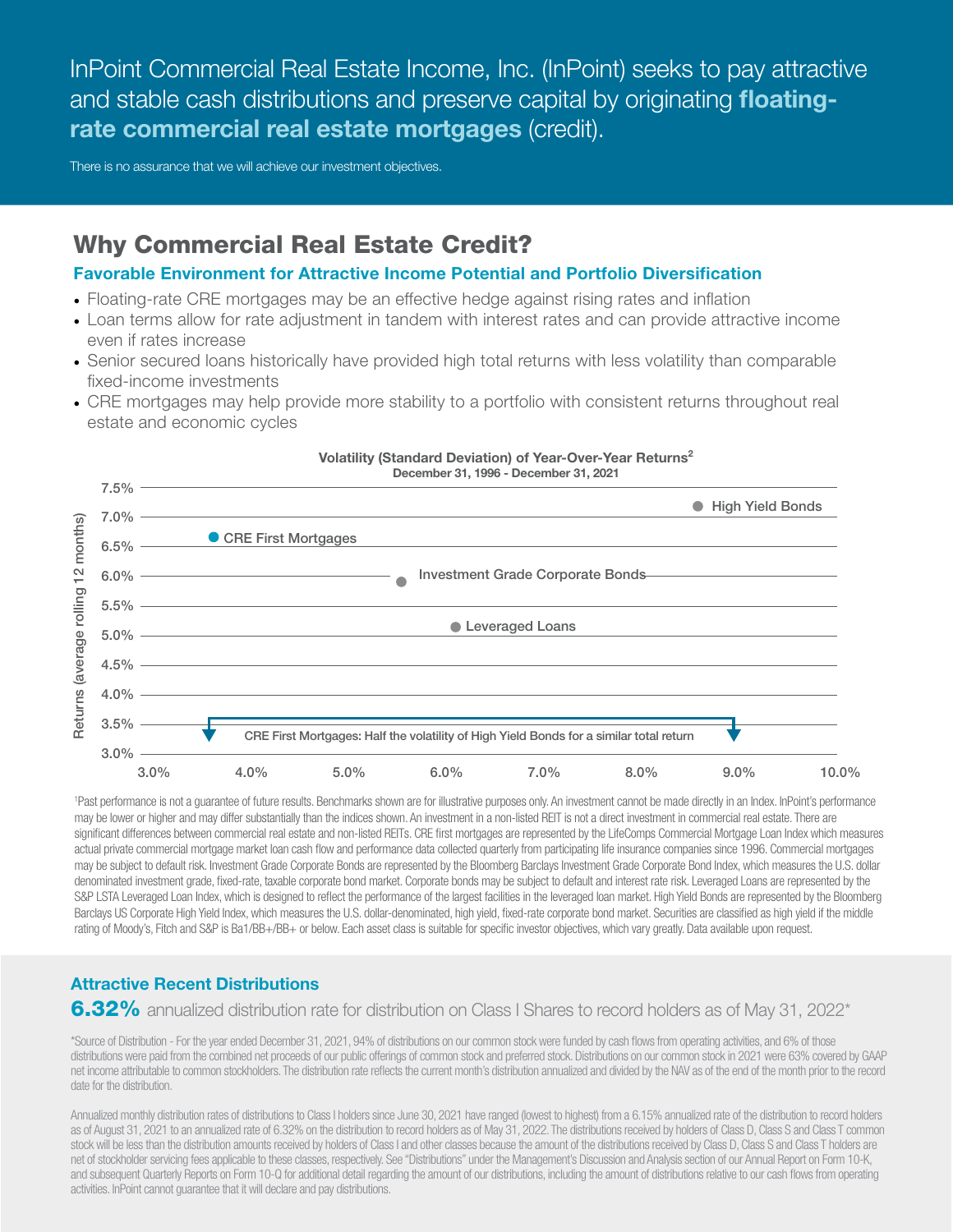InPoint Commercial Real Estate Income, Inc. (InPoint) seeks to pay attractive and stable cash distributions and preserve capital by originating **floating-rate commercial real estate mortgages** (credit).

There is no assurance that we will achieve our investment objectives.

## Why Commercial Real Estate Credit?

### Favorable Environment for Attractive Income Potential and Portfolio Diversification

- Floating-rate CRE mortgages may be an effective hedge against rising rates and inflation
- Loan terms allow for rate adjustment in tandem with interest rates and can provide attractive income even if rates increase
- Senior secured loans historically have provided high total returns with less volatility than comparable fixed-income investments
- CRE mortgages may help provide more stability to a portfolio with consistent returns throughout real estate and economic cycles

**Volatility (Standard Deviation) of Year-Over-Year Returns[2]**
**December 31, 1996 - December 31, 2021**

Returns (average rolling 12 months)

- High Yield Bonds
- CRE First Mortgages
- Investment Grade Corporate Bonds
- Leveraged Loans

CRE First Mortgages: Half the volatility of High Yield Bonds for a similar total return

[1]Past performance is not a guarantee of future results. Benchmarks shown are for illustrative purposes only. An investment cannot be made directly in an Index. InPoint's performance may be lower or higher and may differ substantially than the indices shown. An investment in a non-listed REIT is not a direct investment in commercial real estate. There are significant differences between commercial real estate and non-listed REITs. CRE first mortgages are represented by the LifeComps Commercial Mortgage Loan Index which measures actual private commercial mortgage market loan cash flow and performance data collected quarterly from participating life insurance companies since 1996. Commercial mortgages may be subject to default risk. Investment Grade Corporate Bonds are represented by the Bloomberg Barclays Investment Grade Corporate Bond Index, which measures the U.S. dollar denominated investment grade, fixed-rate, taxable corporate bond market. Corporate bonds may be subject to default and interest rate risk. Leveraged Loans are represented by the S&P LSTA Leveraged Loan Index, which is designed to reflect the performance of the largest facilities in the leveraged loan market. High Yield Bonds are represented by the Bloomberg Barclays US Corporate High Yield Index, which measures the U.S. dollar-denominated, high yield, fixed-rate corporate bond market. Securities are classified as high yield if the middle rating of Moody's, Fitch and S&P is Ba1/BB+/BB+ or below. Each asset class is suitable for specific investor objectives, which vary greatly. Data available upon request.

### Attractive Recent Distributions

**6.32%** annualized distribution rate for distribution on Class I Shares to record holders as of May 31, 2022*

*Source of Distribution - For the year ended December 31, 2021, 94% of distributions on our common stock were funded by cash flows from operating activities, and 6% of those distributions were paid from the combined net proceeds of our public offerings of common stock and preferred stock. Distributions on our common stock in 2021 were 63% covered by GAAP net income attributable to common stockholders. The distribution rate reflects the current month's distribution annualized and divided by the NAV as of the end of the month prior to the record date for the distribution.

Annualized monthly distribution rates of distributions to Class I holders since June 30, 2021 have ranged (lowest to highest) from a 6.15% annualized rate of the distribution to record holders as of August 31, 2021 to an annualized rate of 6.32% on the distribution to record holders as of May 31, 2022. The distributions received by holders of Class D, Class S and Class T common stock will be less than the distribution amounts received by holders of Class I and other classes because the amount of the distributions received by Class D, Class S and Class T holders are net of stockholder servicing fees applicable to these classes, respectively. See "Distributions" under the Management's Discussion and Analysis section of our Annual Report on Form 10-K, and subsequent Quarterly Reports on Form 10-Q for additional detail regarding the amount of our distributions, including the amount of distributions relative to our cash flows from operating activities. InPoint cannot guarantee that it will declare and pay distributions.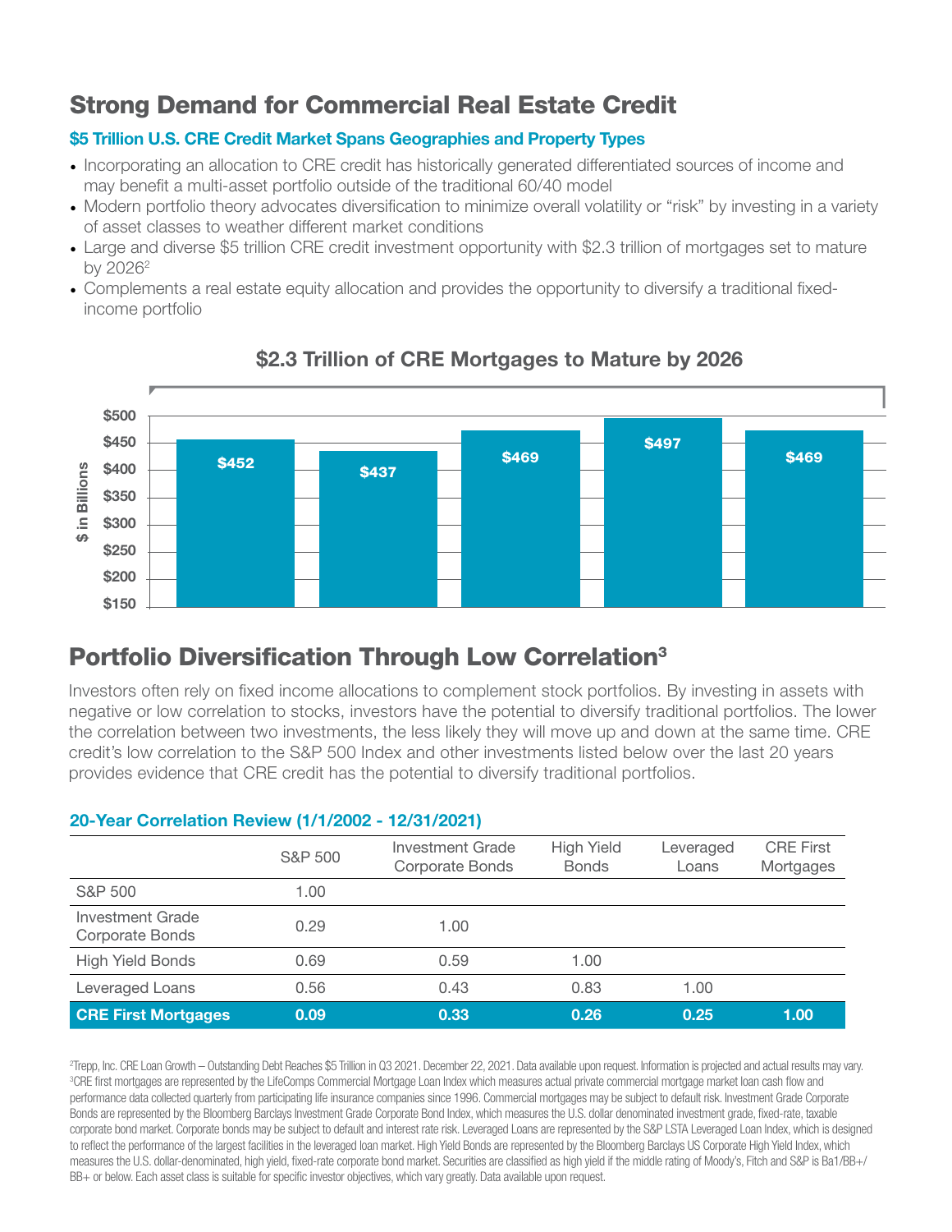# Strong Demand for Commercial Real Estate Credit

### $5 Trillion U.S. CRE Credit Market Spans Geographies and Property Types

- Incorporating an allocation to CRE credit has historically generated differentiated sources of income and may benefit a multi-asset portfolio outside of the traditional 60/40 model
- Modern portfolio theory advocates diversification to minimize overall volatility or "risk" by investing in a variety of asset classes to weather different market conditions
- Large and diverse $5 trillion CRE credit investment opportunity with $2.3 trillion of mortgages set to mature by 2026[2]
- Complements a real estate equity allocation and provides the opportunity to diversify a traditional fixed-income portfolio

### $2.3 Trillion of CRE Mortgages to Mature by 2026

$ in Billions

| Bar | Value |
|---|---|
| 1 | $452 |
| 2 | $437 |
| 3 | $469 |
| 4 | $497 |
| 5 | $469 |

# Portfolio Diversification Through Low Correlation[3]

Investors often rely on fixed income allocations to complement stock portfolios. By investing in assets with negative or low correlation to stocks, investors have the potential to diversify traditional portfolios. The lower the correlation between two investments, the less likely they will move up and down at the same time. CRE credit's low correlation to the S&P 500 Index and other investments listed below over the last 20 years provides evidence that CRE credit has the potential to diversify traditional portfolios.

### 20-Year Correlation Review (1/1/2002 - 12/31/2021)

| | S&P 500 | Investment Grade Corporate Bonds | High Yield Bonds | Leveraged Loans | CRE First Mortgages |
|---|---|---|---|---|---|
| S&P 500 | 1.00 | | | | |
| Investment Grade Corporate Bonds | 0.29 | 1.00 | | | |
| High Yield Bonds | 0.69 | 0.59 | 1.00 | | |
| Leveraged Loans | 0.56 | 0.43 | 0.83 | 1.00 | |
| **CRE First Mortgages** | **0.09** | **0.33** | **0.26** | **0.25** | **1.00** |

[2]Trepp, Inc. CRE Loan Growth – Outstanding Debt Reaches $5 Trillion in Q3 2021. December 22, 2021. Data available upon request. Information is projected and actual results may vary.
[3]CRE first mortgages are represented by the LifeComps Commercial Mortgage Loan Index which measures actual private commercial mortgage market loan cash flow and performance data collected quarterly from participating life insurance companies since 1996. Commercial mortgages may be subject to default risk. Investment Grade Corporate Bonds are represented by the Bloomberg Barclays Investment Grade Corporate Bond Index, which measures the U.S. dollar denominated investment grade, fixed-rate, taxable corporate bond market. Corporate bonds may be subject to default and interest rate risk. Leveraged Loans are represented by the S&P LSTA Leveraged Loan Index, which is designed to reflect the performance of the largest facilities in the leveraged loan market. High Yield Bonds are represented by the Bloomberg Barclays US Corporate High Yield Index, which measures the U.S. dollar-denominated, high yield, fixed-rate corporate bond market. Securities are classified as high yield if the middle rating of Moody's, Fitch and S&P is Ba1/BB+/BB+ or below. Each asset class is suitable for specific investor objectives, which vary greatly. Data available upon request.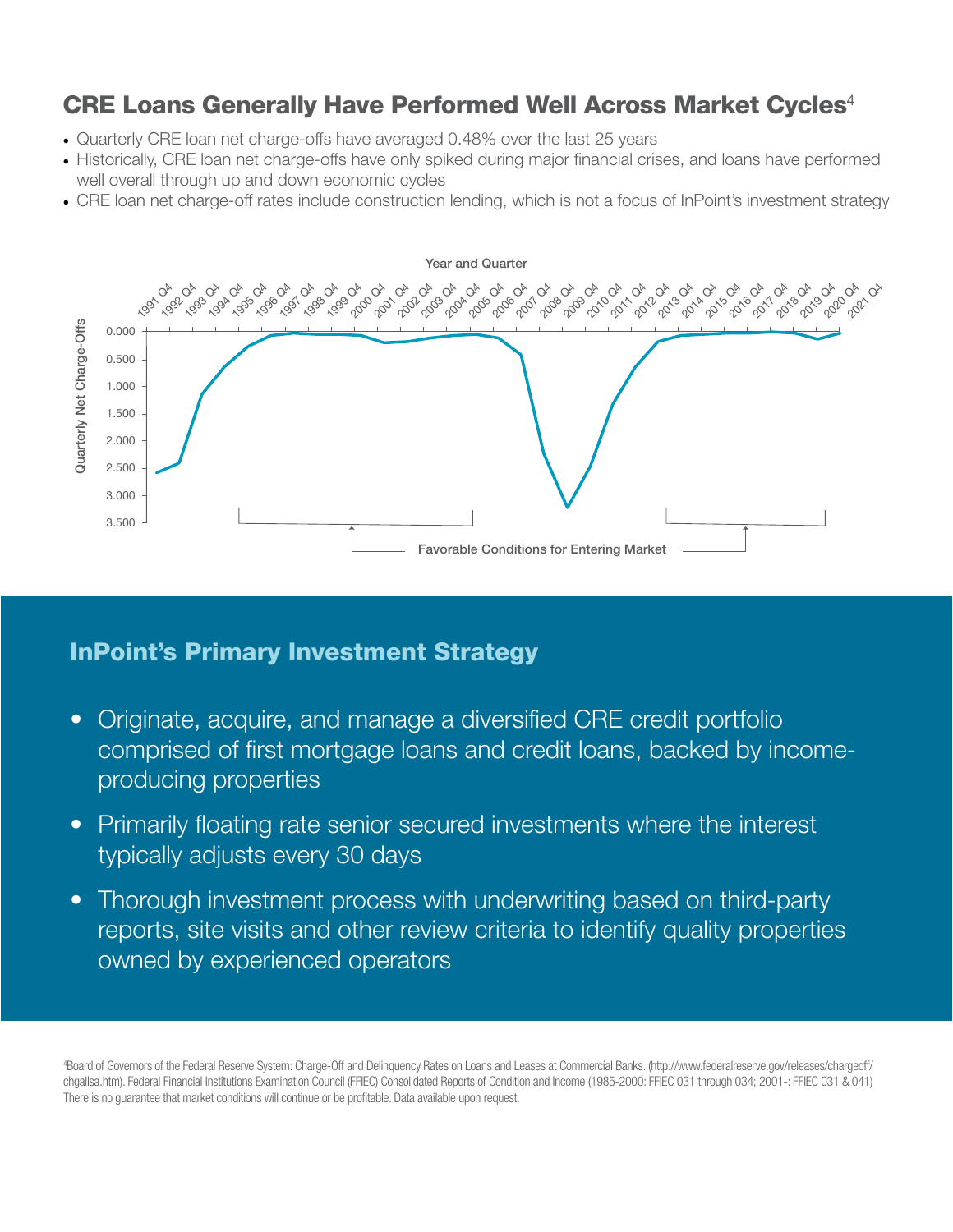## CRE Loans Generally Have Performed Well Across Market Cycles[4]

- Quarterly CRE loan net charge-offs have averaged 0.48% over the last 25 years
- Historically, CRE loan net charge-offs have only spiked during major financial crises, and loans have performed well overall through up and down economic cycles
- CRE loan net charge-off rates include construction lending, which is not a focus of InPoint's investment strategy

Year and Quarter

Quarterly Net Charge-Offs

Favorable Conditions for Entering Market

## InPoint's Primary Investment Strategy

- Originate, acquire, and manage a diversified CRE credit portfolio comprised of first mortgage loans and credit loans, backed by income-producing properties
- Primarily floating rate senior secured investments where the interest typically adjusts every 30 days
- Thorough investment process with underwriting based on third-party reports, site visits and other review criteria to identify quality properties owned by experienced operators

[4]Board of Governors of the Federal Reserve System: Charge-Off and Delinquency Rates on Loans and Leases at Commercial Banks. (http://www.federalreserve.gov/releases/chargeoff/chgallsa.htm). Federal Financial Institutions Examination Council (FFIEC) Consolidated Reports of Condition and Income (1985-2000: FFIEC 031 through 034; 2001-: FFIEC 031 & 041) There is no guarantee that market conditions will continue or be profitable. Data available upon request.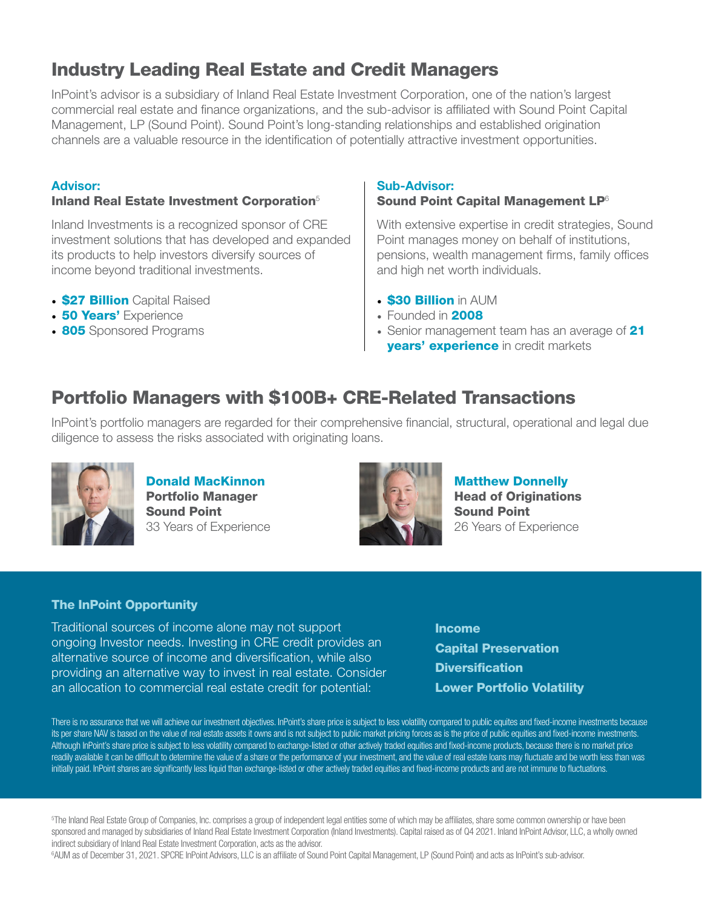## Industry Leading Real Estate and Credit Managers

InPoint's advisor is a subsidiary of Inland Real Estate Investment Corporation, one of the nation's largest commercial real estate and finance organizations, and the sub-advisor is affiliated with Sound Point Capital Management, LP (Sound Point). Sound Point's long-standing relationships and established origination channels are a valuable resource in the identification of potentially attractive investment opportunities.

**Advisor:**
**Inland Real Estate Investment Corporation**[5]

Inland Investments is a recognized sponsor of CRE investment solutions that has developed and expanded its products to help investors diversify sources of income beyond traditional investments.

- **$27 Billion** Capital Raised
- **50 Years'** Experience
- **805** Sponsored Programs

**Sub-Advisor:**
**Sound Point Capital Management LP**[6]

With extensive expertise in credit strategies, Sound Point manages money on behalf of institutions, pensions, wealth management firms, family offices and high net worth individuals.

- **$30 Billion** in AUM
- Founded in **2008**
- Senior management team has an average of **21 years' experience** in credit markets

## Portfolio Managers with $100B+ CRE-Related Transactions

InPoint's portfolio managers are regarded for their comprehensive financial, structural, operational and legal due diligence to assess the risks associated with originating loans.

**Donald MacKinnon**
**Portfolio Manager**
**Sound Point**
33 Years of Experience

**Matthew Donnelly**
**Head of Originations**
**Sound Point**
26 Years of Experience

### The InPoint Opportunity

Traditional sources of income alone may not support ongoing Investor needs. Investing in CRE credit provides an alternative source of income and diversification, while also providing an alternative way to invest in real estate. Consider an allocation to commercial real estate credit for potential:

**Income**
**Capital Preservation**
**Diversification**
**Lower Portfolio Volatility**

There is no assurance that we will achieve our investment objectives. InPoint's share price is subject to less volatility compared to public equites and fixed-income investments because its per share NAV is based on the value of real estate assets it owns and is not subject to public market pricing forces as is the price of public equities and fixed-income investments. Although InPoint's share price is subject to less volatility compared to exchange-listed or other actively traded equities and fixed-income products, because there is no market price readily available it can be difficult to determine the value of a share or the performance of your investment, and the value of real estate loans may fluctuate and be worth less than was initially paid. InPoint shares are significantly less liquid than exchange-listed or other actively traded equities and fixed-income products and are not immune to fluctuations.

[5]The Inland Real Estate Group of Companies, Inc. comprises a group of independent legal entities some of which may be affiliates, share some common ownership or have been sponsored and managed by subsidiaries of Inland Real Estate Investment Corporation (Inland Investments). Capital raised as of Q4 2021. Inland InPoint Advisor, LLC, a wholly owned indirect subsidiary of Inland Real Estate Investment Corporation, acts as the advisor.

[6]AUM as of December 31, 2021. SPCRE InPoint Advisors, LLC is an affiliate of Sound Point Capital Management, LP (Sound Point) and acts as InPoint's sub-advisor.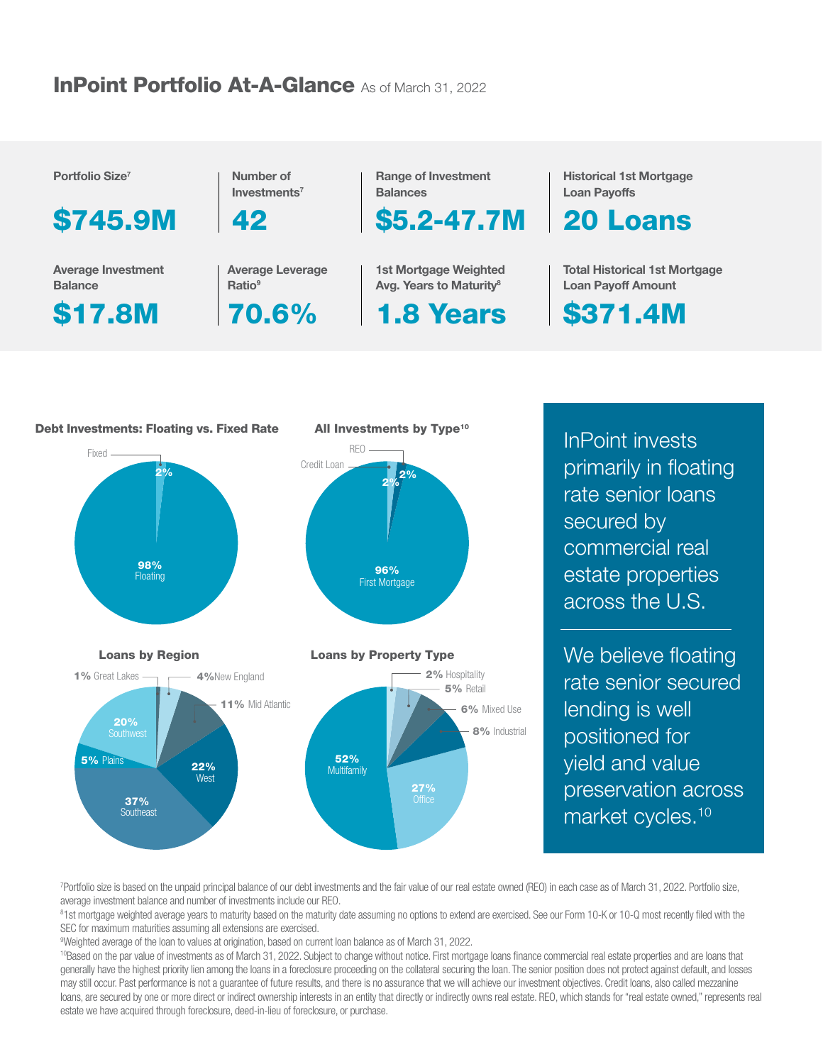## InPoint Portfolio At-A-Glance As of March 31, 2022

| Portfolio Size[7] | Number of Investments[7] | Range of Investment Balances | Historical 1st Mortgage Loan Payoffs |
|---|---|---|---|
| **$745.9M** | **42** | **$5.2-47.7M** | **20 Loans** |
| **Average Investment Balance** | **Average Leverage Ratio[9]** | **1st Mortgage Weighted Avg. Years to Maturity[8]** | **Total Historical 1st Mortgage Loan Payoff Amount** |
| **$17.8M** | **70.6%** | **1.8 Years** | **$371.4M** |

**Debt Investments: Floating vs. Fixed Rate**

- Fixed: 2%
- Floating: 98%

**All Investments by Type[10]**

- REO: 2%
- Credit Loan: 2%
- First Mortgage: 96%

**Loans by Region**

- 1% Great Lakes
- 4% New England
- 11% Mid Atlantic
- 22% West
- 37% Southeast
- 5% Plains
- 20% Southwest

**Loans by Property Type**

- 2% Hospitality
- 5% Retail
- 6% Mixed Use
- 8% Industrial
- 27% Office
- 52% Multifamily

InPoint invests primarily in floating rate senior loans secured by commercial real estate properties across the U.S.

We believe floating rate senior secured lending is well positioned for yield and value preservation across market cycles.[10]

[7]Portfolio size is based on the unpaid principal balance of our debt investments and the fair value of our real estate owned (REO) in each case as of March 31, 2022. Portfolio size, average investment balance and number of investments include our REO.

[8]1st mortgage weighted average years to maturity based on the maturity date assuming no options to extend are exercised. See our Form 10-K or 10-Q most recently filed with the SEC for maximum maturities assuming all extensions are exercised.

[9]Weighted average of the loan to values at origination, based on current loan balance as of March 31, 2022.

[10]Based on the par value of investments as of March 31, 2022. Subject to change without notice. First mortgage loans finance commercial real estate properties and are loans that generally have the highest priority lien among the loans in a foreclosure proceeding on the collateral securing the loan. The senior position does not protect against default, and losses may still occur. Past performance is not a guarantee of future results, and there is no assurance that we will achieve our investment objectives. Credit loans, also called mezzanine loans, are secured by one or more direct or indirect ownership interests in an entity that directly or indirectly owns real estate. REO, which stands for "real estate owned," represents real estate we have acquired through foreclosure, deed-in-lieu of foreclosure, or purchase.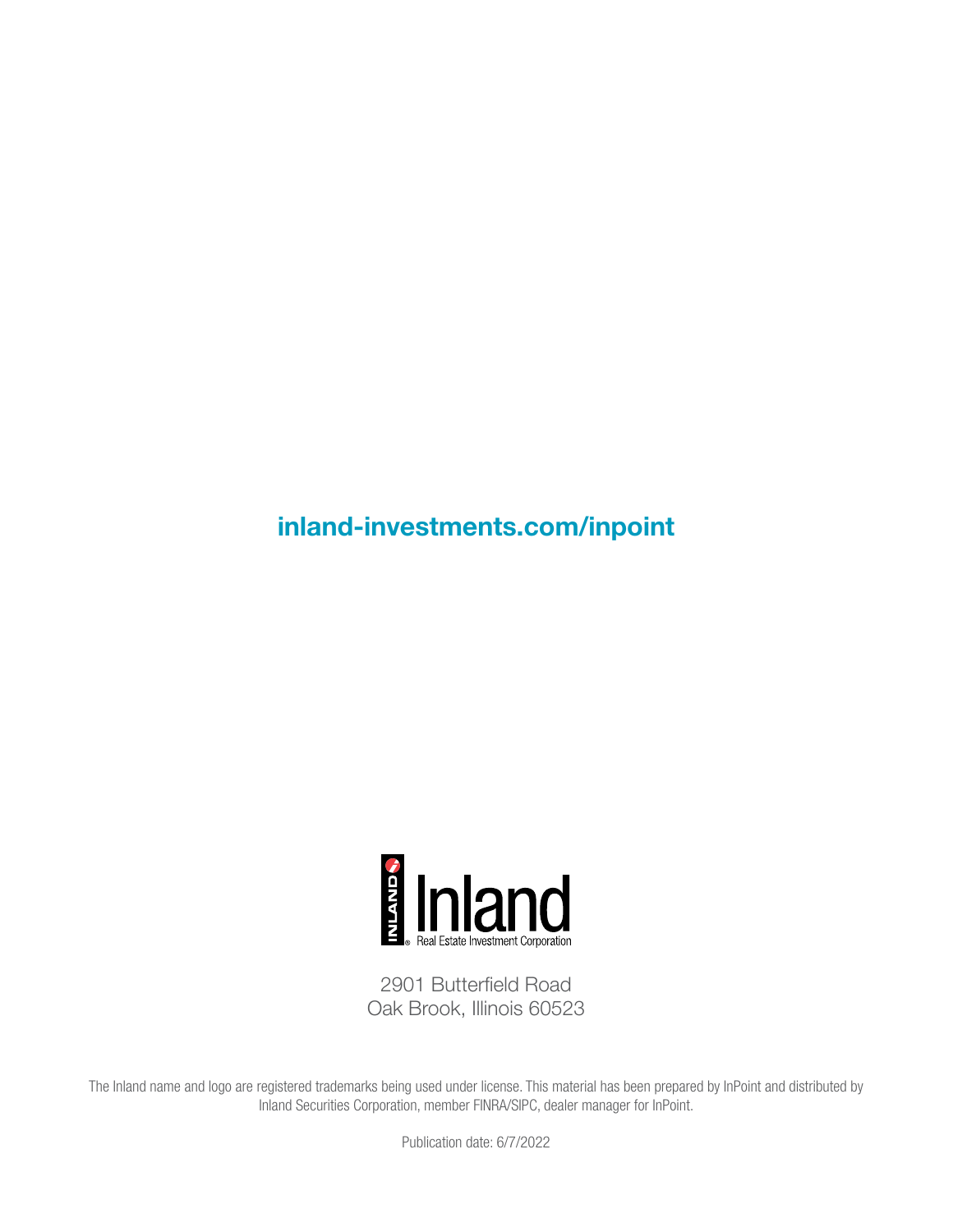**inland-investments.com/inpoint**

INLAND Inland

Real Estate Investment Corporation

2901 Butterfield Road
Oak Brook, Illinois 60523

The Inland name and logo are registered trademarks being used under license. This material has been prepared by InPoint and distributed by Inland Securities Corporation, member FINRA/SIPC, dealer manager for InPoint.

Publication date: 6/7/2022